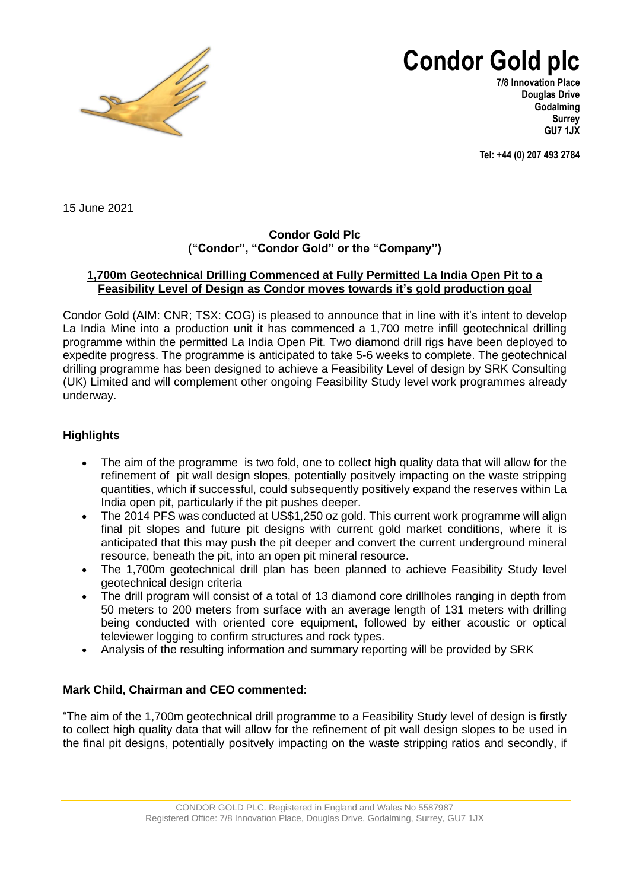# Condor Gold plc

**7/8 Innovation Place**
**Douglas Drive**
**Godalming**
**Surrey**
**GU7 1JX**

**Tel: +44 (0) 207 493 2784**

15 June 2021

**Condor Gold Plc**
**("Condor", "Condor Gold" or the "Company")**

**1,700m Geotechnical Drilling Commenced at Fully Permitted La India Open Pit to a Feasibility Level of Design as Condor moves towards it's gold production goal**

Condor Gold (AIM: CNR; TSX: COG) is pleased to announce that in line with it's intent to develop La India Mine into a production unit it has commenced a 1,700 metre infill geotechnical drilling programme within the permitted La India Open Pit. Two diamond drill rigs have been deployed to expedite progress. The programme is anticipated to take 5-6 weeks to complete. The geotechnical drilling programme has been designed to achieve a Feasibility Level of design by SRK Consulting (UK) Limited and will complement other ongoing Feasibility Study level work programmes already underway.

## Highlights

- The aim of the programme is two fold, one to collect high quality data that will allow for the refinement of pit wall design slopes, potentially positvely impacting on the waste stripping quantities, which if successful, could subsequently positively expand the reserves within La India open pit, particularly if the pit pushes deeper.
- The 2014 PFS was conducted at US$1,250 oz gold. This current work programme will align final pit slopes and future pit designs with current gold market conditions, where it is anticipated that this may push the pit deeper and convert the current underground mineral resource, beneath the pit, into an open pit mineral resource.
- The 1,700m geotechnical drill plan has been planned to achieve Feasibility Study level geotechnical design criteria
- The drill program will consist of a total of 13 diamond core drillholes ranging in depth from 50 meters to 200 meters from surface with an average length of 131 meters with drilling being conducted with oriented core equipment, followed by either acoustic or optical televiewer logging to confirm structures and rock types.
- Analysis of the resulting information and summary reporting will be provided by SRK

## Mark Child, Chairman and CEO commented:

"The aim of the 1,700m geotechnical drill programme to a Feasibility Study level of design is firstly to collect high quality data that will allow for the refinement of pit wall design slopes to be used in the final pit designs, potentially positvely impacting on the waste stripping ratios and secondly, if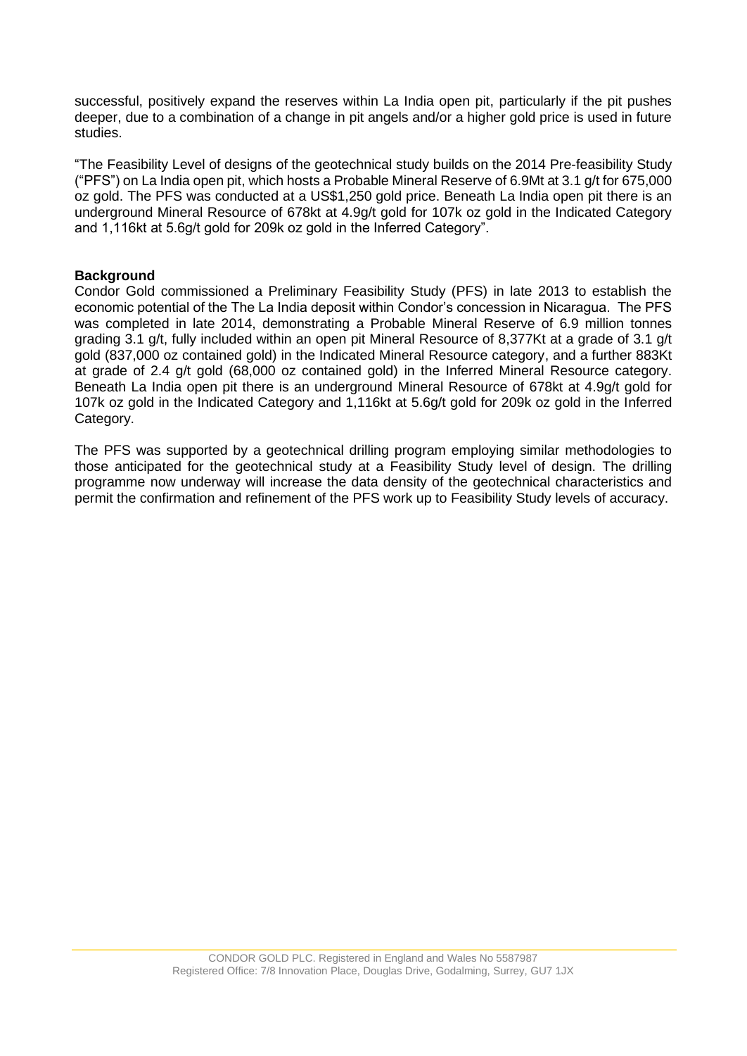successful, positively expand the reserves within La India open pit, particularly if the pit pushes deeper, due to a combination of a change in pit angels and/or a higher gold price is used in future studies.

"The Feasibility Level of designs of the geotechnical study builds on the 2014 Pre-feasibility Study ("PFS") on La India open pit, which hosts a Probable Mineral Reserve of 6.9Mt at 3.1 g/t for 675,000 oz gold. The PFS was conducted at a US$1,250 gold price. Beneath La India open pit there is an underground Mineral Resource of 678kt at 4.9g/t gold for 107k oz gold in the Indicated Category and 1,116kt at 5.6g/t gold for 209k oz gold in the Inferred Category".

**Background**

Condor Gold commissioned a Preliminary Feasibility Study (PFS) in late 2013 to establish the economic potential of the The La India deposit within Condor's concession in Nicaragua. The PFS was completed in late 2014, demonstrating a Probable Mineral Reserve of 6.9 million tonnes grading 3.1 g/t, fully included within an open pit Mineral Resource of 8,377Kt at a grade of 3.1 g/t gold (837,000 oz contained gold) in the Indicated Mineral Resource category, and a further 883Kt at grade of 2.4 g/t gold (68,000 oz contained gold) in the Inferred Mineral Resource category. Beneath La India open pit there is an underground Mineral Resource of 678kt at 4.9g/t gold for 107k oz gold in the Indicated Category and 1,116kt at 5.6g/t gold for 209k oz gold in the Inferred Category.

The PFS was supported by a geotechnical drilling program employing similar methodologies to those anticipated for the geotechnical study at a Feasibility Study level of design. The drilling programme now underway will increase the data density of the geotechnical characteristics and permit the confirmation and refinement of the PFS work up to Feasibility Study levels of accuracy.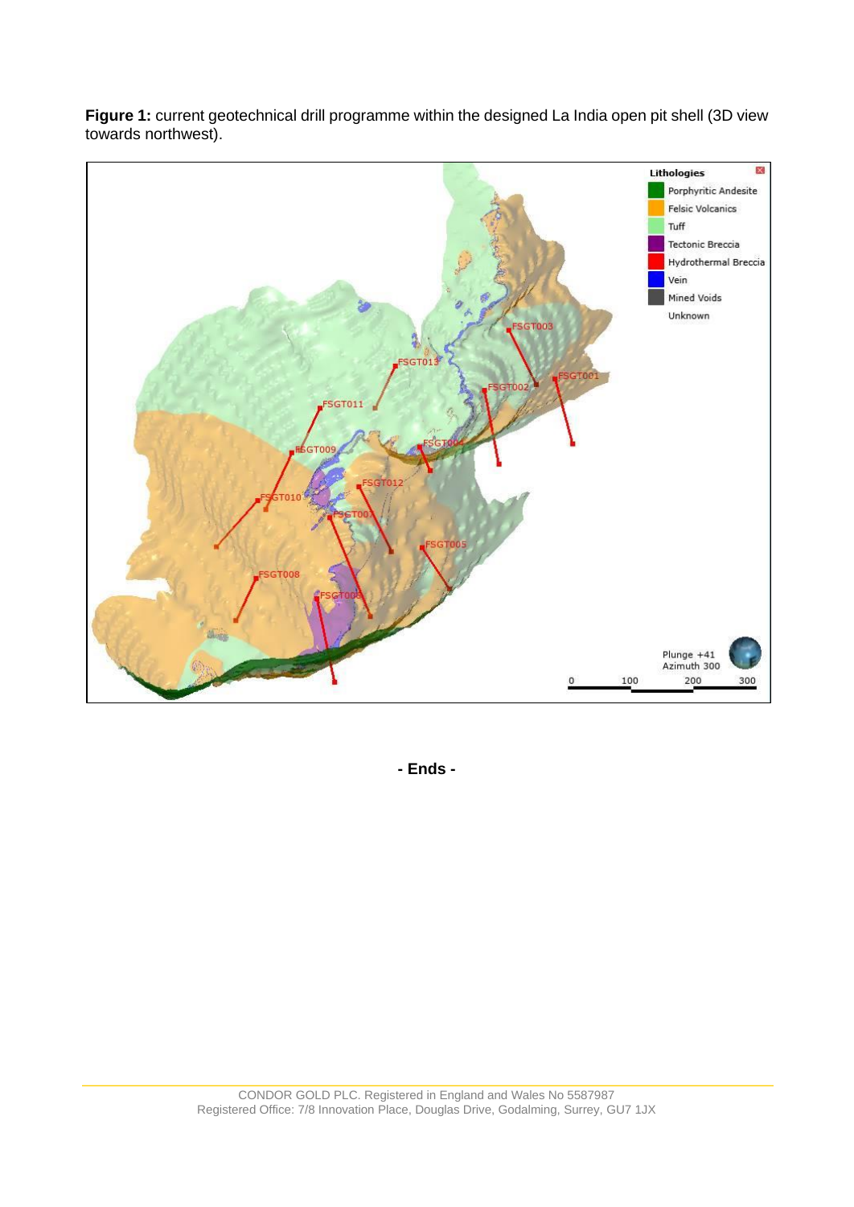**Figure 1:** current geotechnical drill programme within the designed La India open pit shell (3D view towards northwest).

**- Ends -**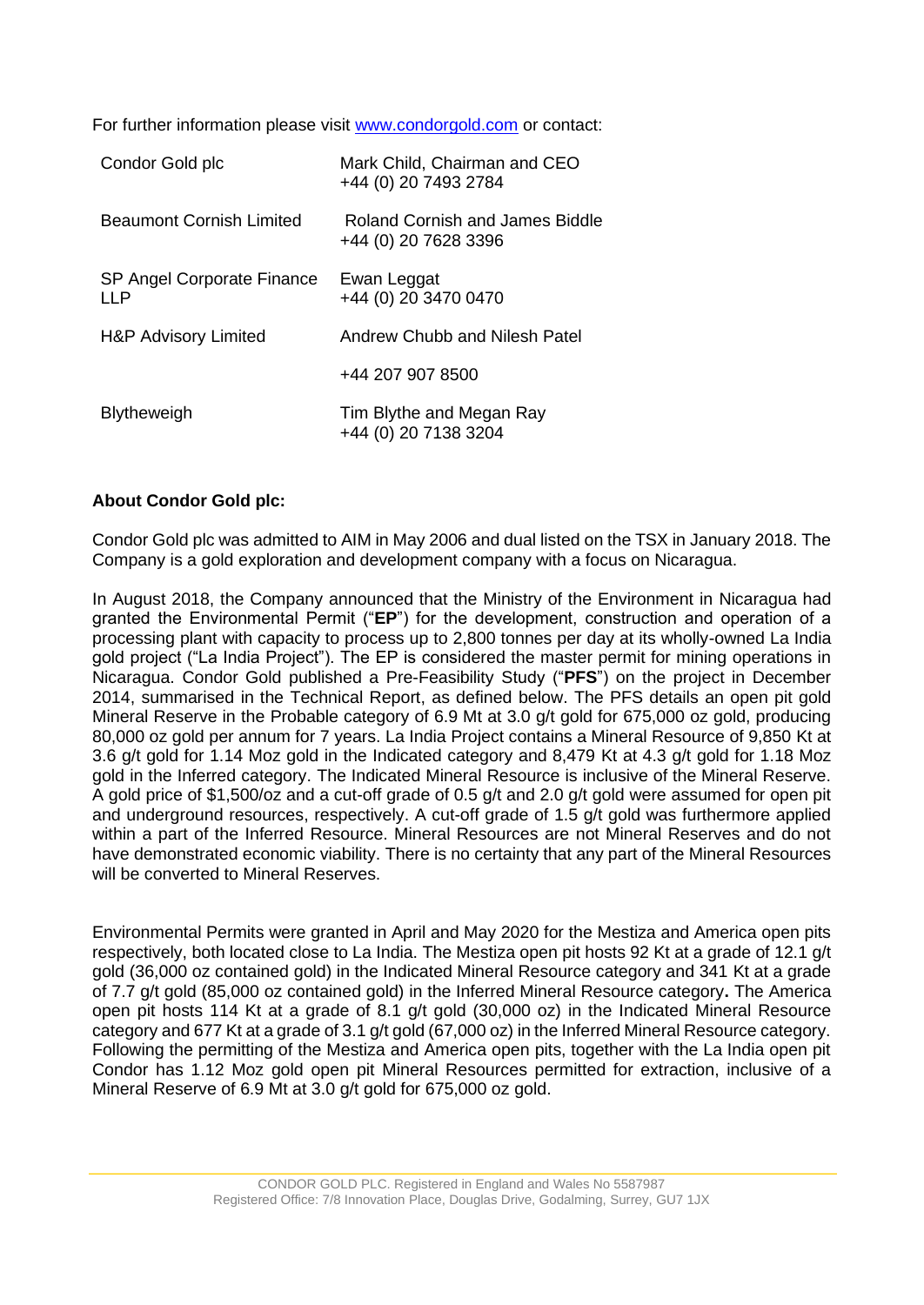For further information please visit www.condorgold.com or contact:

| | |
|---|---|
| Condor Gold plc | Mark Child, Chairman and CEO<br>+44 (0) 20 7493 2784 |
| Beaumont Cornish Limited | Roland Cornish and James Biddle<br>+44 (0) 20 7628 3396 |
| SP Angel Corporate Finance LLP | Ewan Leggat<br>+44 (0) 20 3470 0470 |
| H&P Advisory Limited | Andrew Chubb and Nilesh Patel<br><br>+44 207 907 8500 |
| Blytheweigh | Tim Blythe and Megan Ray<br>+44 (0) 20 7138 3204 |

**About Condor Gold plc:**

Condor Gold plc was admitted to AIM in May 2006 and dual listed on the TSX in January 2018. The Company is a gold exploration and development company with a focus on Nicaragua.

In August 2018, the Company announced that the Ministry of the Environment in Nicaragua had granted the Environmental Permit ("**EP**") for the development, construction and operation of a processing plant with capacity to process up to 2,800 tonnes per day at its wholly-owned La India gold project ("La India Project"). The EP is considered the master permit for mining operations in Nicaragua. Condor Gold published a Pre-Feasibility Study ("**PFS**") on the project in December 2014, summarised in the Technical Report, as defined below. The PFS details an open pit gold Mineral Reserve in the Probable category of 6.9 Mt at 3.0 g/t gold for 675,000 oz gold, producing 80,000 oz gold per annum for 7 years. La India Project contains a Mineral Resource of 9,850 Kt at 3.6 g/t gold for 1.14 Moz gold in the Indicated category and 8,479 Kt at 4.3 g/t gold for 1.18 Moz gold in the Inferred category. The Indicated Mineral Resource is inclusive of the Mineral Reserve. A gold price of $1,500/oz and a cut-off grade of 0.5 g/t and 2.0 g/t gold were assumed for open pit and underground resources, respectively. A cut-off grade of 1.5 g/t gold was furthermore applied within a part of the Inferred Resource. Mineral Resources are not Mineral Reserves and do not have demonstrated economic viability. There is no certainty that any part of the Mineral Resources will be converted to Mineral Reserves.

Environmental Permits were granted in April and May 2020 for the Mestiza and America open pits respectively, both located close to La India. The Mestiza open pit hosts 92 Kt at a grade of 12.1 g/t gold (36,000 oz contained gold) in the Indicated Mineral Resource category and 341 Kt at a grade of 7.7 g/t gold (85,000 oz contained gold) in the Inferred Mineral Resource category**.** The America open pit hosts 114 Kt at a grade of 8.1 g/t gold (30,000 oz) in the Indicated Mineral Resource category and 677 Kt at a grade of 3.1 g/t gold (67,000 oz) in the Inferred Mineral Resource category. Following the permitting of the Mestiza and America open pits, together with the La India open pit Condor has 1.12 Moz gold open pit Mineral Resources permitted for extraction, inclusive of a Mineral Reserve of 6.9 Mt at 3.0 g/t gold for 675,000 oz gold.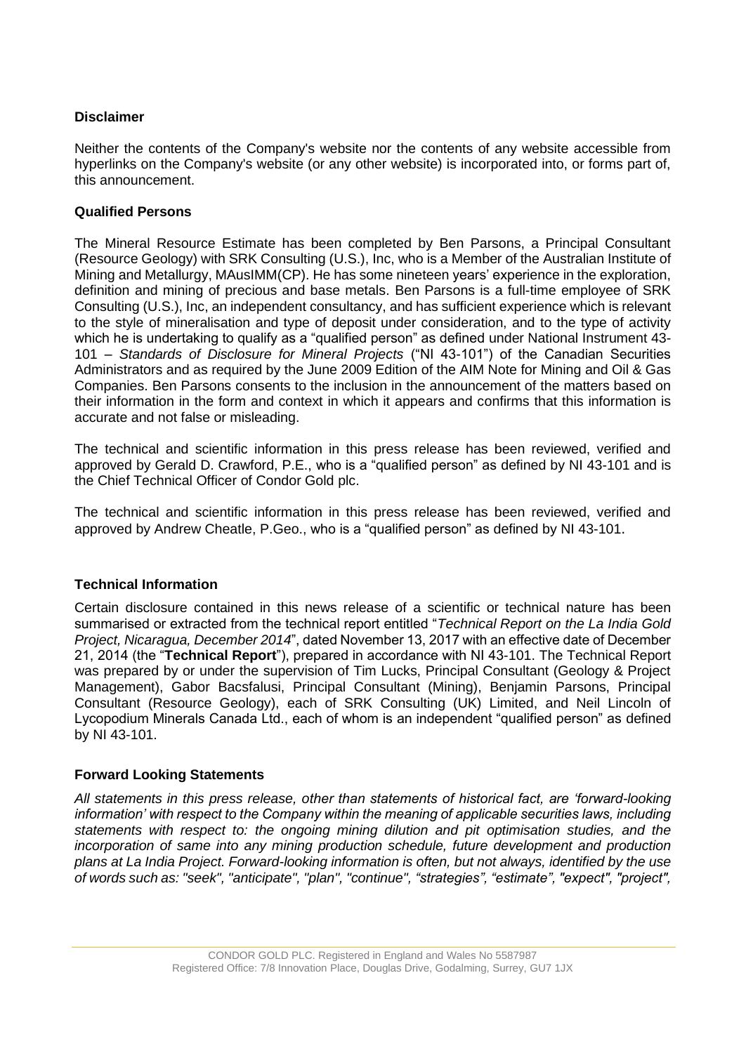**Disclaimer**

Neither the contents of the Company's website nor the contents of any website accessible from hyperlinks on the Company's website (or any other website) is incorporated into, or forms part of, this announcement.

**Qualified Persons**

The Mineral Resource Estimate has been completed by Ben Parsons, a Principal Consultant (Resource Geology) with SRK Consulting (U.S.), Inc, who is a Member of the Australian Institute of Mining and Metallurgy, MAusIMM(CP). He has some nineteen years' experience in the exploration, definition and mining of precious and base metals. Ben Parsons is a full-time employee of SRK Consulting (U.S.), Inc, an independent consultancy, and has sufficient experience which is relevant to the style of mineralisation and type of deposit under consideration, and to the type of activity which he is undertaking to qualify as a "qualified person" as defined under National Instrument 43-101 – *Standards of Disclosure for Mineral Projects* ("NI 43-101") of the Canadian Securities Administrators and as required by the June 2009 Edition of the AIM Note for Mining and Oil & Gas Companies. Ben Parsons consents to the inclusion in the announcement of the matters based on their information in the form and context in which it appears and confirms that this information is accurate and not false or misleading.

The technical and scientific information in this press release has been reviewed, verified and approved by Gerald D. Crawford, P.E., who is a "qualified person" as defined by NI 43-101 and is the Chief Technical Officer of Condor Gold plc.

The technical and scientific information in this press release has been reviewed, verified and approved by Andrew Cheatle, P.Geo., who is a "qualified person" as defined by NI 43-101.

**Technical Information**

Certain disclosure contained in this news release of a scientific or technical nature has been summarised or extracted from the technical report entitled "*Technical Report on the La India Gold Project, Nicaragua, December 2014*", dated November 13, 2017 with an effective date of December 21, 2014 (the "**Technical Report**"), prepared in accordance with NI 43-101. The Technical Report was prepared by or under the supervision of Tim Lucks, Principal Consultant (Geology & Project Management), Gabor Bacsfalusi, Principal Consultant (Mining), Benjamin Parsons, Principal Consultant (Resource Geology), each of SRK Consulting (UK) Limited, and Neil Lincoln of Lycopodium Minerals Canada Ltd., each of whom is an independent "qualified person" as defined by NI 43-101.

**Forward Looking Statements**

*All statements in this press release, other than statements of historical fact, are 'forward-looking information' with respect to the Company within the meaning of applicable securities laws, including statements with respect to: the ongoing mining dilution and pit optimisation studies, and the incorporation of same into any mining production schedule, future development and production plans at La India Project. Forward-looking information is often, but not always, identified by the use of words such as: "seek", "anticipate", "plan", "continue", "strategies", "estimate", "expect", "project",*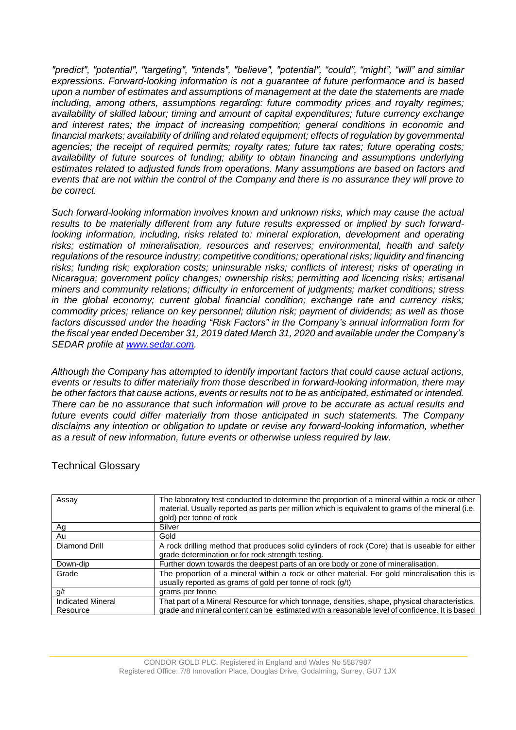*"predict", "potential", "targeting", "intends", "believe", "potential", "could", "might", "will" and similar expressions. Forward-looking information is not a guarantee of future performance and is based upon a number of estimates and assumptions of management at the date the statements are made including, among others, assumptions regarding: future commodity prices and royalty regimes; availability of skilled labour; timing and amount of capital expenditures; future currency exchange and interest rates; the impact of increasing competition; general conditions in economic and financial markets; availability of drilling and related equipment; effects of regulation by governmental agencies; the receipt of required permits; royalty rates; future tax rates; future operating costs; availability of future sources of funding; ability to obtain financing and assumptions underlying estimates related to adjusted funds from operations. Many assumptions are based on factors and events that are not within the control of the Company and there is no assurance they will prove to be correct.*

*Such forward-looking information involves known and unknown risks, which may cause the actual results to be materially different from any future results expressed or implied by such forward-looking information, including, risks related to: mineral exploration, development and operating risks; estimation of mineralisation, resources and reserves; environmental, health and safety regulations of the resource industry; competitive conditions; operational risks; liquidity and financing risks; funding risk; exploration costs; uninsurable risks; conflicts of interest; risks of operating in Nicaragua; government policy changes; ownership risks; permitting and licencing risks; artisanal miners and community relations; difficulty in enforcement of judgments; market conditions; stress in the global economy; current global financial condition; exchange rate and currency risks; commodity prices; reliance on key personnel; dilution risk; payment of dividends; as well as those factors discussed under the heading "Risk Factors" in the Company's annual information form for the fiscal year ended December 31, 2019 dated March 31, 2020 and available under the Company's SEDAR profile at [www.sedar.com](www.sedar.com).*

*Although the Company has attempted to identify important factors that could cause actual actions, events or results to differ materially from those described in forward-looking information, there may be other factors that cause actions, events or results not to be as anticipated, estimated or intended. There can be no assurance that such information will prove to be accurate as actual results and future events could differ materially from those anticipated in such statements. The Company disclaims any intention or obligation to update or revise any forward-looking information, whether as a result of new information, future events or otherwise unless required by law.*

## Technical Glossary

| | |
|---|---|
| Assay | The laboratory test conducted to determine the proportion of a mineral within a rock or other material. Usually reported as parts per million which is equivalent to grams of the mineral (i.e. gold) per tonne of rock |
| Ag | Silver |
| Au | Gold |
| Diamond Drill | A rock drilling method that produces solid cylinders of rock (Core) that is useable for either grade determination or for rock strength testing. |
| Down-dip | Further down towards the deepest parts of an ore body or zone of mineralisation. |
| Grade | The proportion of a mineral within a rock or other material. For gold mineralisation this is usually reported as grams of gold per tonne of rock (g/t) |
| g/t | grams per tonne |
| Indicated Mineral Resource | That part of a Mineral Resource for which tonnage, densities, shape, physical characteristics, grade and mineral content can be estimated with a reasonable level of confidence. It is based |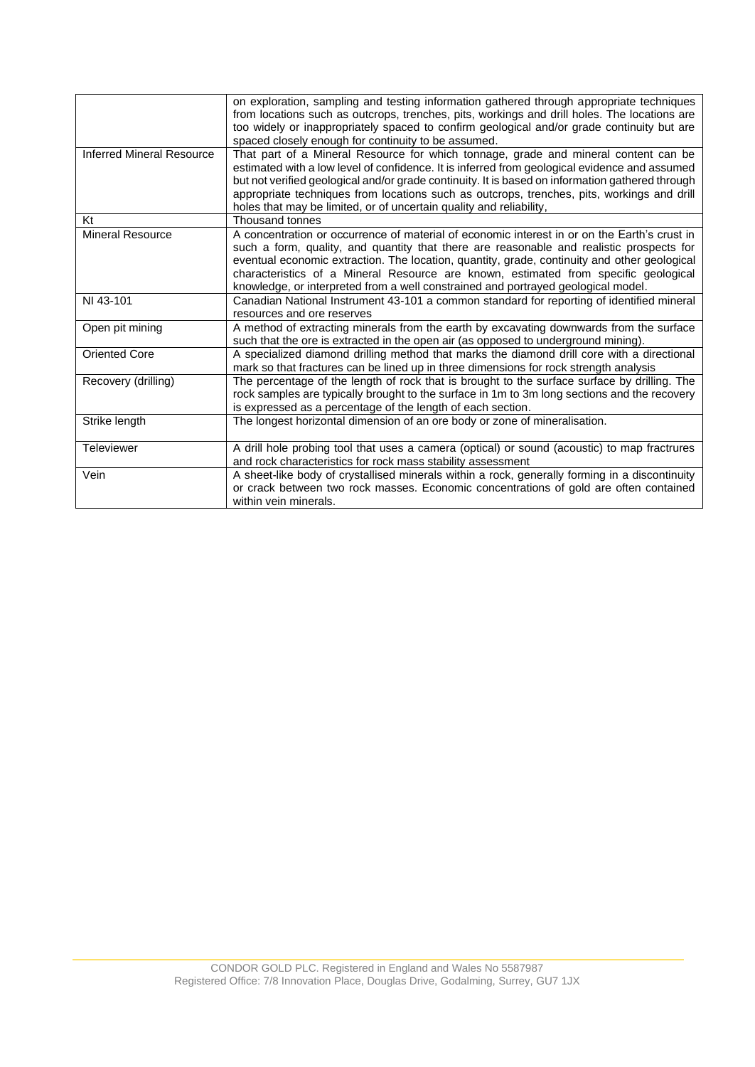| | |
|---|---|
| | on exploration, sampling and testing information gathered through appropriate techniques from locations such as outcrops, trenches, pits, workings and drill holes. The locations are too widely or inappropriately spaced to confirm geological and/or grade continuity but are spaced closely enough for continuity to be assumed. |
| Inferred Mineral Resource | That part of a Mineral Resource for which tonnage, grade and mineral content can be estimated with a low level of confidence. It is inferred from geological evidence and assumed but not verified geological and/or grade continuity. It is based on information gathered through appropriate techniques from locations such as outcrops, trenches, pits, workings and drill holes that may be limited, or of uncertain quality and reliability, |
| Kt | Thousand tonnes |
| Mineral Resource | A concentration or occurrence of material of economic interest in or on the Earth's crust in such a form, quality, and quantity that there are reasonable and realistic prospects for eventual economic extraction. The location, quantity, grade, continuity and other geological characteristics of a Mineral Resource are known, estimated from specific geological knowledge, or interpreted from a well constrained and portrayed geological model. |
| NI 43-101 | Canadian National Instrument 43-101 a common standard for reporting of identified mineral resources and ore reserves |
| Open pit mining | A method of extracting minerals from the earth by excavating downwards from the surface such that the ore is extracted in the open air (as opposed to underground mining). |
| Oriented Core | A specialized diamond drilling method that marks the diamond drill core with a directional mark so that fractures can be lined up in three dimensions for rock strength analysis |
| Recovery (drilling) | The percentage of the length of rock that is brought to the surface surface by drilling. The rock samples are typically brought to the surface in 1m to 3m long sections and the recovery is expressed as a percentage of the length of each section. |
| Strike length | The longest horizontal dimension of an ore body or zone of mineralisation. |
| Televiewer | A drill hole probing tool that uses a camera (optical) or sound (acoustic) to map fractrures and rock characteristics for rock mass stability assessment |
| Vein | A sheet-like body of crystallised minerals within a rock, generally forming in a discontinuity or crack between two rock masses. Economic concentrations of gold are often contained within vein minerals. |